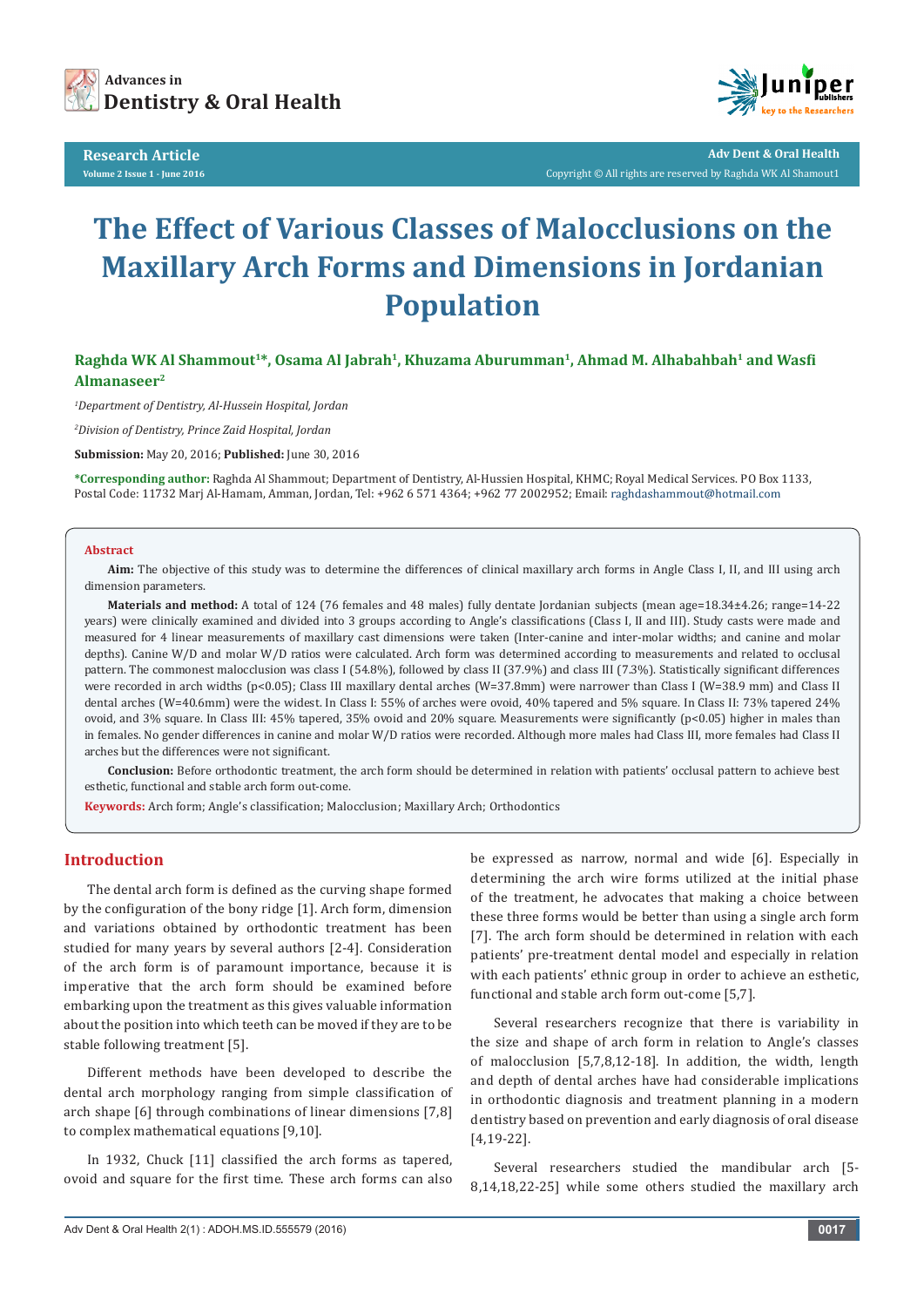Research Article

# The Effect of Various Classes of Malocclusions on the Maxillary Arch Forms and Dimensions in Jordanian Population

**Raghda WK Al Shammout[1]*, Osama Al Jabrah[1], Khuzama Aburumman[1], Ahmad M. Alhabahbah[1] and Wasfi Almanaseer[2]**

[1]*Department of Dentistry, Al-Hussein Hospital, Jordan*

[2]*Division of Dentistry, Prince Zaid Hospital, Jordan*

**Submission:** May 20, 2016; **Published:** June 30, 2016

**\*Corresponding author:** Raghda Al Shammout; Department of Dentistry, Al-Hussien Hospital, KHMC; Royal Medical Services. PO Box 1133, Postal Code: 11732 Marj Al-Hamam, Amman, Jordan, Tel: +962 6 571 4364; +962 77 2002952; Email: raghdashammout@hotmail.com

## Abstract

**Aim:** The objective of this study was to determine the differences of clinical maxillary arch forms in Angle Class I, II, and III using arch dimension parameters.

**Materials and method:** A total of 124 (76 females and 48 males) fully dentate Jordanian subjects (mean age=18.34±4.26; range=14-22 years) were clinically examined and divided into 3 groups according to Angle's classifications (Class I, II and III). Study casts were made and measured for 4 linear measurements of maxillary cast dimensions were taken (Inter-canine and inter-molar widths; and canine and molar depths). Canine W/D and molar W/D ratios were calculated. Arch form was determined according to measurements and related to occlusal pattern. The commonest malocclusion was class I (54.8%), followed by class II (37.9%) and class III (7.3%). Statistically significant differences were recorded in arch widths ($p<0.05$); Class III maxillary dental arches (W=37.8mm) were narrower than Class I (W=38.9 mm) and Class II dental arches (W=40.6mm) were the widest. In Class I: 55% of arches were ovoid, 40% tapered and 5% square. In Class II: 73% tapered 24% ovoid, and 3% square. In Class III: 45% tapered, 35% ovoid and 20% square. Measurements were significantly ($p<0.05$) higher in males than in females. No gender differences in canine and molar W/D ratios were recorded. Although more males had Class III, more females had Class II arches but the differences were not significant.

**Conclusion:** Before orthodontic treatment, the arch form should be determined in relation with patients' occlusal pattern to achieve best esthetic, functional and stable arch form out-come.

**Keywords:** Arch form; Angle's classification; Malocclusion; Maxillary Arch; Orthodontics

## Introduction

The dental arch form is defined as the curving shape formed by the configuration of the bony ridge [1]. Arch form, dimension and variations obtained by orthodontic treatment has been studied for many years by several authors [2-4]. Consideration of the arch form is of paramount importance, because it is imperative that the arch form should be examined before embarking upon the treatment as this gives valuable information about the position into which teeth can be moved if they are to be stable following treatment [5].

Different methods have been developed to describe the dental arch morphology ranging from simple classification of arch shape [6] through combinations of linear dimensions [7,8] to complex mathematical equations [9,10].

In 1932, Chuck [11] classified the arch forms as tapered, ovoid and square for the first time. These arch forms can also be expressed as narrow, normal and wide [6]. Especially in determining the arch wire forms utilized at the initial phase of the treatment, he advocates that making a choice between these three forms would be better than using a single arch form [7]. The arch form should be determined in relation with each patients' pre-treatment dental model and especially in relation with each patients' ethnic group in order to achieve an esthetic, functional and stable arch form out-come [5,7].

Several researchers recognize that there is variability in the size and shape of arch form in relation to Angle's classes of malocclusion [5,7,8,12-18]. In addition, the width, length and depth of dental arches have had considerable implications in orthodontic diagnosis and treatment planning in a modern dentistry based on prevention and early diagnosis of oral disease [4,19-22].

Several researchers studied the mandibular arch [5-8,14,18,22-25] while some others studied the maxillary arch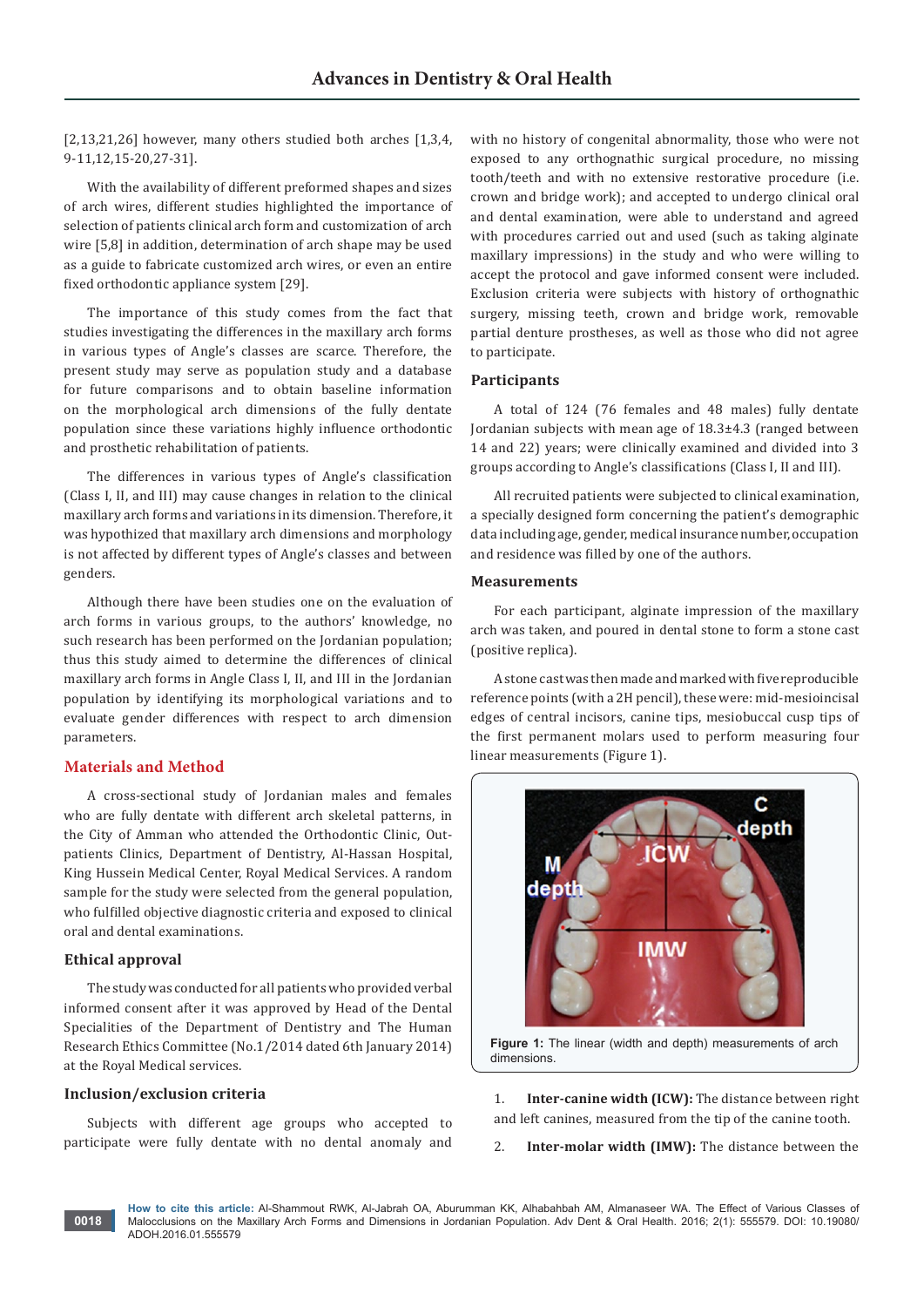[2,13,21,26] however, many others studied both arches [1,3,4, 9-11,12,15-20,27-31].

With the availability of different preformed shapes and sizes of arch wires, different studies highlighted the importance of selection of patients clinical arch form and customization of arch wire [5,8] in addition, determination of arch shape may be used as a guide to fabricate customized arch wires, or even an entire fixed orthodontic appliance system [29].

The importance of this study comes from the fact that studies investigating the differences in the maxillary arch forms in various types of Angle's classes are scarce. Therefore, the present study may serve as population study and a database for future comparisons and to obtain baseline information on the morphological arch dimensions of the fully dentate population since these variations highly influence orthodontic and prosthetic rehabilitation of patients.

The differences in various types of Angle's classification (Class I, II, and III) may cause changes in relation to the clinical maxillary arch forms and variations in its dimension. Therefore, it was hypothized that maxillary arch dimensions and morphology is not affected by different types of Angle's classes and between genders.

Although there have been studies one on the evaluation of arch forms in various groups, to the authors' knowledge, no such research has been performed on the Jordanian population; thus this study aimed to determine the differences of clinical maxillary arch forms in Angle Class I, II, and III in the Jordanian population by identifying its morphological variations and to evaluate gender differences with respect to arch dimension parameters.

## Materials and Method

A cross-sectional study of Jordanian males and females who are fully dentate with different arch skeletal patterns, in the City of Amman who attended the Orthodontic Clinic, Out-patients Clinics, Department of Dentistry, Al-Hassan Hospital, King Hussein Medical Center, Royal Medical Services. A random sample for the study were selected from the general population, who fulfilled objective diagnostic criteria and exposed to clinical oral and dental examinations.

### Ethical approval

The study was conducted for all patients who provided verbal informed consent after it was approved by Head of the Dental Specialities of the Department of Dentistry and The Human Research Ethics Committee (No.1/2014 dated 6th January 2014) at the Royal Medical services.

### Inclusion/exclusion criteria

Subjects with different age groups who accepted to participate were fully dentate with no dental anomaly and with no history of congenital abnormality, those who were not exposed to any orthognathic surgical procedure, no missing tooth/teeth and with no extensive restorative procedure (i.e. crown and bridge work); and accepted to undergo clinical oral and dental examination, were able to understand and agreed with procedures carried out and used (such as taking alginate maxillary impressions) in the study and who were willing to accept the protocol and gave informed consent were included. Exclusion criteria were subjects with history of orthognathic surgery, missing teeth, crown and bridge work, removable partial denture prostheses, as well as those who did not agree to participate.

### Participants

A total of 124 (76 females and 48 males) fully dentate Jordanian subjects with mean age of 18.3±4.3 (ranged between 14 and 22) years; were clinically examined and divided into 3 groups according to Angle's classifications (Class I, II and III).

All recruited patients were subjected to clinical examination, a specially designed form concerning the patient's demographic data including age, gender, medical insurance number, occupation and residence was filled by one of the authors.

### Measurements

For each participant, alginate impression of the maxillary arch was taken, and poured in dental stone to form a stone cast (positive replica).

A stone cast was then made and marked with five reproducible reference points (with a 2H pencil), these were: mid-mesioincisal edges of central incisors, canine tips, mesiobuccal cusp tips of the first permanent molars used to perform measuring four linear measurements (Figure 1).

**Figure 1:** The linear (width and depth) measurements of arch dimensions.

1. **Inter-canine width (ICW):** The distance between right and left canines, measured from the tip of the canine tooth.
2. **Inter-molar width (IMW):** The distance between the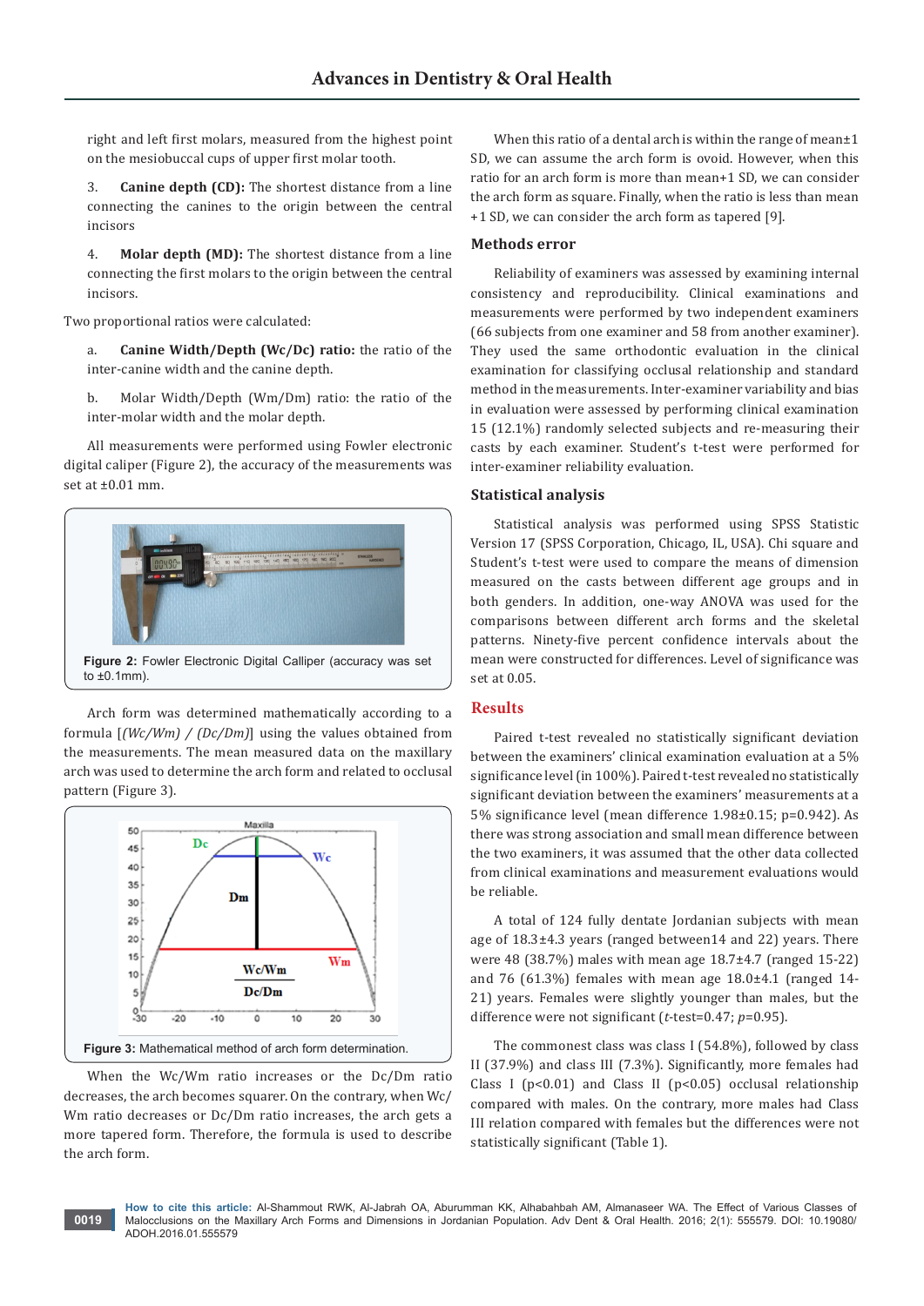right and left first molars, measured from the highest point on the mesiobuccal cups of upper first molar tooth.

3. **Canine depth (CD):** The shortest distance from a line connecting the canines to the origin between the central incisors

4. **Molar depth (MD):** The shortest distance from a line connecting the first molars to the origin between the central incisors.

Two proportional ratios were calculated:

a. **Canine Width/Depth (Wc/Dc) ratio:** the ratio of the inter-canine width and the canine depth.

b. Molar Width/Depth (Wm/Dm) ratio: the ratio of the inter-molar width and the molar depth.

All measurements were performed using Fowler electronic digital caliper (Figure 2), the accuracy of the measurements was set at ±0.01 mm.

**Figure 2:** Fowler Electronic Digital Calliper (accuracy was set to ±0.1mm).

Arch form was determined mathematically according to a formula [*(Wc/Wm) / (Dc/Dm)*] using the values obtained from the measurements. The mean measured data on the maxillary arch was used to determine the arch form and related to occlusal pattern (Figure 3).

**Figure 3:** Mathematical method of arch form determination.

When the Wc/Wm ratio increases or the Dc/Dm ratio decreases, the arch becomes squarer. On the contrary, when Wc/Wm ratio decreases or Dc/Dm ratio increases, the arch gets a more tapered form. Therefore, the formula is used to describe the arch form.

When this ratio of a dental arch is within the range of mean±1 SD, we can assume the arch form is ovoid. However, when this ratio for an arch form is more than mean+1 SD, we can consider the arch form as square. Finally, when the ratio is less than mean +1 SD, we can consider the arch form as tapered [9].

## Methods error

Reliability of examiners was assessed by examining internal consistency and reproducibility. Clinical examinations and measurements were performed by two independent examiners (66 subjects from one examiner and 58 from another examiner). They used the same orthodontic evaluation in the clinical examination for classifying occlusal relationship and standard method in the measurements. Inter-examiner variability and bias in evaluation were assessed by performing clinical examination 15 (12.1%) randomly selected subjects and re-measuring their casts by each examiner. Student's t-test were performed for inter-examiner reliability evaluation.

## Statistical analysis

Statistical analysis was performed using SPSS Statistic Version 17 (SPSS Corporation, Chicago, IL, USA). Chi square and Student's t-test were used to compare the means of dimension measured on the casts between different age groups and in both genders. In addition, one-way ANOVA was used for the comparisons between different arch forms and the skeletal patterns. Ninety-five percent confidence intervals about the mean were constructed for differences. Level of significance was set at 0.05.

# Results

Paired t-test revealed no statistically significant deviation between the examiners' clinical examination evaluation at a 5% significance level (in 100%). Paired t-test revealed no statistically significant deviation between the examiners' measurements at a 5% significance level (mean difference 1.98±0.15; p=0.942). As there was strong association and small mean difference between the two examiners, it was assumed that the other data collected from clinical examinations and measurement evaluations would be reliable.

A total of 124 fully dentate Jordanian subjects with mean age of 18.3±4.3 years (ranged between14 and 22) years. There were 48 (38.7%) males with mean age 18.7±4.7 (ranged 15-22) and 76 (61.3%) females with mean age 18.0±4.1 (ranged 14-21) years. Females were slightly younger than males, but the difference were not significant (*t*-test=0.47; *p*=0.95).

The commonest class was class I (54.8%), followed by class II (37.9%) and class III (7.3%). Significantly, more females had Class I ($p<0.01$) and Class II ($p<0.05$) occlusal relationship compared with males. On the contrary, more males had Class III relation compared with females but the differences were not statistically significant (Table 1).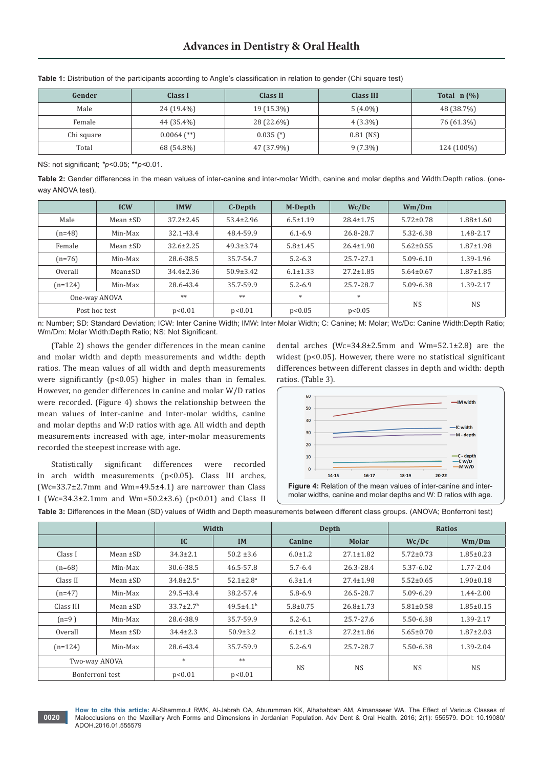**Table 1:** Distribution of the participants according to Angle's classification in relation to gender (Chi square test)

| Gender | Class I | Class II | Class III | Total n (%) |
|---|---|---|---|---|
| Male | 24 (19.4%) | 19 (15.3%) | 5 (4.0%) | 48 (38.7%) |
| Female | 44 (35.4%) | 28 (22.6%) | 4 (3.3%) | 76 (61.3%) |
| Chi square | 0.0064 (**) | 0.035 (*) | 0.81 (NS) | |
| Total | 68 (54.8%) | 47 (37.9%) | 9 (7.3%) | 124 (100%) |

NS: not significant; *$p$<0.05; **$p$<0.01.

**Table 2:** Gender differences in the mean values of inter-canine and inter-molar Width, canine and molar depths and Width:Depth ratios. (one-way ANOVA test).

| | ICW | IMW | C-Depth | M-Depth | Wc/Dc | Wm/Dm | |
|---|---|---|---|---|---|---|---|
| Male | Mean ±SD | 37.2±2.45 | 53.4±2.96 | 6.5±1.19 | 28.4±1.75 | 5.72±0.78 | 1.88±1.60 |
| (n=48) | Min-Max | 32.1-43.4 | 48.4-59.9 | 6.1-6.9 | 26.8-28.7 | 5.32-6.38 | 1.48-2.17 |
| Female | Mean ±SD | 32.6±2.25 | 49.3±3.74 | 5.8±1.45 | 26.4±1.90 | 5.62±0.55 | 1.87±1.98 |
| (n=76) | Min-Max | 28.6-38.5 | 35.7-54.7 | 5.2-6.3 | 25.7-27.1 | 5.09-6.10 | 1.39-1.96 |
| Overall | Mean±SD | 34.4±2.36 | 50.9±3.42 | 6.1±1.33 | 27.2±1.85 | 5.64±0.67 | 1.87±1.85 |
| (n=124) | Min-Max | 28.6-43.4 | 35.7-59.9 | 5.2-6.9 | 25.7-28.7 | 5.09-6.38 | 1.39-2.17 |
| One-way ANOVA | | ** | ** | * | * | NS | NS |
| Post hoc test | | p<0.01 | p<0.01 | p<0.05 | p<0.05 | | |

n: Number; SD: Standard Deviation; ICW: Inter Canine Width; IMW: Inter Molar Width; C: Canine; M: Molar; Wc/Dc: Canine Width:Depth Ratio; Wm/Dm: Molar Width:Depth Ratio; NS: Not Significant.

(Table 2) shows the gender differences in the mean canine and molar width and depth measurements and width: depth ratios. The mean values of all width and depth measurements were significantly ($p<0.05$) higher in males than in females. However, no gender differences in canine and molar W/D ratios were recorded. (Figure 4) shows the relationship between the mean values of inter-canine and inter-molar widths, canine and molar depths and W:D ratios with age. All width and depth measurements increased with age, inter-molar measurements recorded the steepest increase with age.

Statistically significant differences were recorded in arch width measurements ($p<0.05$). Class III arches, (Wc=33.7±2.7mm and Wm=49.5±4.1) are narrower than Class I (Wc=34.3±2.1mm and Wm=50.2±3.6) ($p<0.01$) and Class II dental arches (Wc=34.8±2.5mm and Wm=52.1±2.8) are the widest ($p<0.05$). However, there were no statistical significant differences between different classes in depth and width: depth ratios. (Table 3).

**Figure 4:** Relation of the mean values of inter-canine and inter-molar widths, canine and molar depths and W: D ratios with age.

**Table 3:** Differences in the Mean (SD) values of Width and Depth measurements between different class groups. (ANOVA; Bonferroni test)

| | | Width | | Depth | | Ratios | |
|---|---|---|---|---|---|---|---|
| | | IC | IM | Canine | Molar | Wc/Dc | Wm/Dm |
| Class I | Mean ±SD | 34.3±2.1 | 50.2 ±3.6 | 6.0±1.2 | 27.1±1.82 | 5.72±0.73 | 1.85±0.23 |
| (n=68) | Min-Max | 30.6-38.5 | 46.5-57.8 | 5.7-6.4 | 26.3-28.4 | 5.37-6.02 | 1.77-2.04 |
| Class II | Mean ±SD | 34.8±2.5[a] | 52.1±2.8[a] | 6.3±1.4 | 27.4±1.98 | 5.52±0.65 | 1.90±0.18 |
| (n=47) | Min-Max | 29.5-43.4 | 38.2-57.4 | 5.8-6.9 | 26.5-28.7 | 5.09-6.29 | 1.44-2.00 |
| Class III | Mean ±SD | 33.7±2.7[b] | 49.5±4.1[b] | 5.8±0.75 | 26.8±1.73 | 5.81±0.58 | 1.85±0.15 |
| (n=9 ) | Min-Max | 28.6-38.9 | 35.7-59.9 | 5.2-6.1 | 25.7-27.6 | 5.50-6.38 | 1.39-2.17 |
| Overall | Mean ±SD | 34.4±2.3 | 50.9±3.2 | 6.1±1.3 | 27.2±1.86 | 5.65±0.70 | 1.87±2.03 |
| (n=124) | Min-Max | 28.6-43.4 | 35.7-59.9 | 5.2-6.9 | 25.7-28.7 | 5.50-6.38 | 1.39-2.04 |
| Two-way ANOVA | | * | ** | NS | NS | NS | NS |
| Bonferroni test | | p<0.01 | p<0.01 | | | | |

**How to cite this article:** Al-Shammout RWK, Al-Jabrah OA, Aburumman KK, Alhabahbah AM, Almanaseer WA. The Effect of Various Classes of Malocclusions on the Maxillary Arch Forms and Dimensions in Jordanian Population. Adv Dent & Oral Health. 2016; 2(1): 555579. DOI: 10.19080/ADOH.2016.01.555579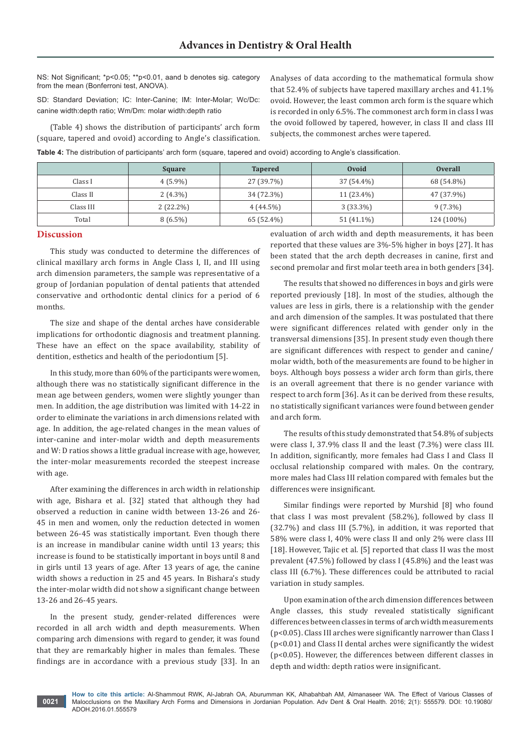NS: Not Significant; *p<0.05; **p<0.01, aand b denotes sig. category from the mean (Bonferroni test, ANOVA).

SD: Standard Deviation; IC: Inter-Canine; IM: Inter-Molar; Wc/Dc: canine width:depth ratio; Wm/Dm: molar width:depth ratio

(Table 4) shows the distribution of participants' arch form (square, tapered and ovoid) according to Angle's classification. Analyses of data according to the mathematical formula show that 52.4% of subjects have tapered maxillary arches and 41.1% ovoid. However, the least common arch form is the square which is recorded in only 6.5%. The commonest arch form in class I was the ovoid followed by tapered, however, in class II and class III subjects, the commonest arches were tapered.

**Table 4:** The distribution of participants' arch form (square, tapered and ovoid) according to Angle's classification.

| | Square | Tapered | Ovoid | Overall |
|---|---|---|---|---|
| Class I | 4 (5.9%) | 27 (39.7%) | 37 (54.4%) | 68 (54.8%) |
| Class II | 2 (4.3%) | 34 (72.3%) | 11 (23.4%) | 47 (37.9%) |
| Class III | 2 (22.2%) | 4 (44.5%) | 3 (33.3%) | 9 (7.3%) |
| Total | 8 (6.5%) | 65 (52.4%) | 51 (41.1%) | 124 (100%) |

## Discussion

This study was conducted to determine the differences of clinical maxillary arch forms in Angle Class I, II, and III using arch dimension parameters, the sample was representative of a group of Jordanian population of dental patients that attended conservative and orthodontic dental clinics for a period of 6 months.

The size and shape of the dental arches have considerable implications for orthodontic diagnosis and treatment planning. These have an effect on the space availability, stability of dentition, esthetics and health of the periodontium [5].

In this study, more than 60% of the participants were women, although there was no statistically significant difference in the mean age between genders, women were slightly younger than men. In addition, the age distribution was limited with 14-22 in order to eliminate the variations in arch dimensions related with age. In addition, the age-related changes in the mean values of inter-canine and inter-molar width and depth measurements and W: D ratios shows a little gradual increase with age, however, the inter-molar measurements recorded the steepest increase with age.

After examining the differences in arch width in relationship with age, Bishara et al. [32] stated that although they had observed a reduction in canine width between 13-26 and 26-45 in men and women, only the reduction detected in women between 26-45 was statistically important. Even though there is an increase in mandibular canine width until 13 years; this increase is found to be statistically important in boys until 8 and in girls until 13 years of age. After 13 years of age, the canine width shows a reduction in 25 and 45 years. In Bishara's study the inter-molar width did not show a significant change between 13-26 and 26-45 years.

In the present study, gender-related differences were recorded in all arch width and depth measurements. When comparing arch dimensions with regard to gender, it was found that they are remarkably higher in males than females. These findings are in accordance with a previous study [33]. In an evaluation of arch width and depth measurements, it has been reported that these values are 3%-5% higher in boys [27]. It has been stated that the arch depth decreases in canine, first and second premolar and first molar teeth area in both genders [34].

The results that showed no differences in boys and girls were reported previously [18]. In most of the studies, although the values are less in girls, there is a relationship with the gender and arch dimension of the samples. It was postulated that there were significant differences related with gender only in the transversal dimensions [35]. In present study even though there are significant differences with respect to gender and canine/molar width, both of the measurements are found to be higher in boys. Although boys possess a wider arch form than girls, there is an overall agreement that there is no gender variance with respect to arch form [36]. As it can be derived from these results, no statistically significant variances were found between gender and arch form.

The results of this study demonstrated that 54.8% of subjects were class I, 37.9% class II and the least (7.3%) were class III. In addition, significantly, more females had Class I and Class II occlusal relationship compared with males. On the contrary, more males had Class III relation compared with females but the differences were insignificant.

Similar findings were reported by Murshid [8] who found that class I was most prevalent (58.2%), followed by class II (32.7%) and class III (5.7%), in addition, it was reported that 58% were class I, 40% were class II and only 2% were class III [18]. However, Tajic et al. [5] reported that class II was the most prevalent (47.5%) followed by class I (45.8%) and the least was class III (6.7%). These differences could be attributed to racial variation in study samples.

Upon examination of the arch dimension differences between Angle classes, this study revealed statistically significant differences between classes in terms of arch width measurements ($p<0.05$). Class III arches were significantly narrower than Class I ($p<0.01$) and Class II dental arches were significantly the widest ($p<0.05$). However, the differences between different classes in depth and width: depth ratios were insignificant.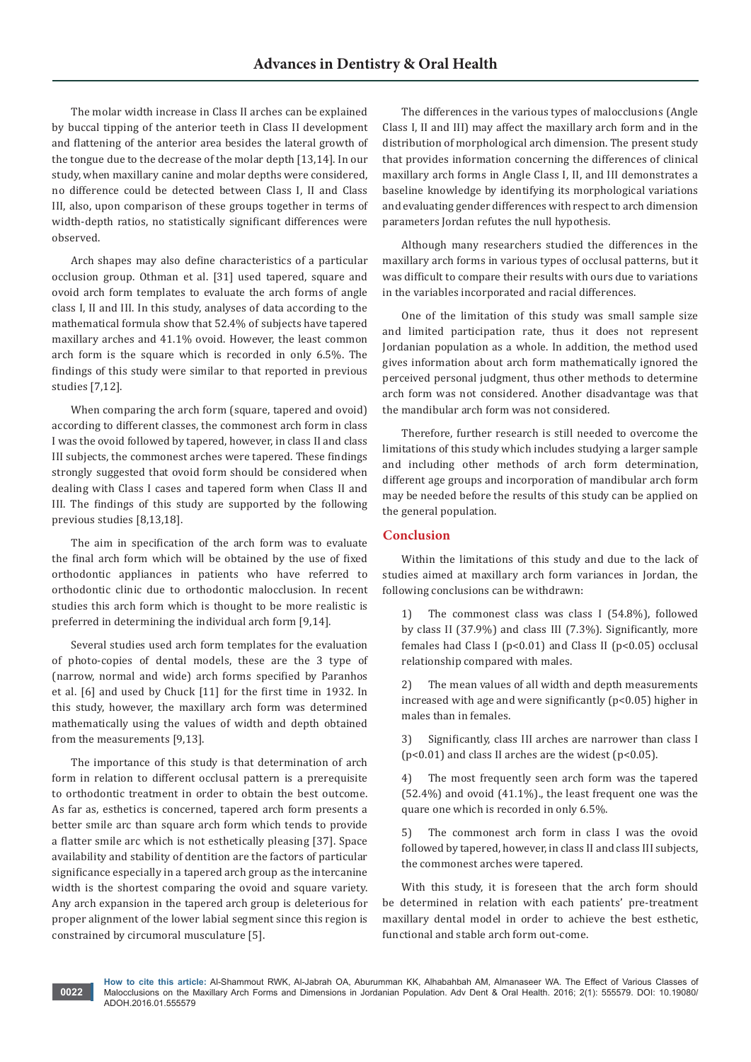The molar width increase in Class II arches can be explained by buccal tipping of the anterior teeth in Class II development and flattening of the anterior area besides the lateral growth of the tongue due to the decrease of the molar depth [13,14]. In our study, when maxillary canine and molar depths were considered, no difference could be detected between Class I, II and Class III, also, upon comparison of these groups together in terms of width-depth ratios, no statistically significant differences were observed.

Arch shapes may also define characteristics of a particular occlusion group. Othman et al. [31] used tapered, square and ovoid arch form templates to evaluate the arch forms of angle class I, II and III. In this study, analyses of data according to the mathematical formula show that 52.4% of subjects have tapered maxillary arches and 41.1% ovoid. However, the least common arch form is the square which is recorded in only 6.5%. The findings of this study were similar to that reported in previous studies [7,12].

When comparing the arch form (square, tapered and ovoid) according to different classes, the commonest arch form in class I was the ovoid followed by tapered, however, in class II and class III subjects, the commonest arches were tapered. These findings strongly suggested that ovoid form should be considered when dealing with Class I cases and tapered form when Class II and III. The findings of this study are supported by the following previous studies [8,13,18].

The aim in specification of the arch form was to evaluate the final arch form which will be obtained by the use of fixed orthodontic appliances in patients who have referred to orthodontic clinic due to orthodontic malocclusion. In recent studies this arch form which is thought to be more realistic is preferred in determining the individual arch form [9,14].

Several studies used arch form templates for the evaluation of photo-copies of dental models, these are the 3 type of (narrow, normal and wide) arch forms specified by Paranhos et al. [6] and used by Chuck [11] for the first time in 1932. In this study, however, the maxillary arch form was determined mathematically using the values of width and depth obtained from the measurements [9,13].

The importance of this study is that determination of arch form in relation to different occlusal pattern is a prerequisite to orthodontic treatment in order to obtain the best outcome. As far as, esthetics is concerned, tapered arch form presents a better smile arc than square arch form which tends to provide a flatter smile arc which is not esthetically pleasing [37]. Space availability and stability of dentition are the factors of particular significance especially in a tapered arch group as the intercanine width is the shortest comparing the ovoid and square variety. Any arch expansion in the tapered arch group is deleterious for proper alignment of the lower labial segment since this region is constrained by circumoral musculature [5].

The differences in the various types of malocclusions (Angle Class I, II and III) may affect the maxillary arch form and in the distribution of morphological arch dimension. The present study that provides information concerning the differences of clinical maxillary arch forms in Angle Class I, II, and III demonstrates a baseline knowledge by identifying its morphological variations and evaluating gender differences with respect to arch dimension parameters Jordan refutes the null hypothesis.

Although many researchers studied the differences in the maxillary arch forms in various types of occlusal patterns, but it was difficult to compare their results with ours due to variations in the variables incorporated and racial differences.

One of the limitation of this study was small sample size and limited participation rate, thus it does not represent Jordanian population as a whole. In addition, the method used gives information about arch form mathematically ignored the perceived personal judgment, thus other methods to determine arch form was not considered. Another disadvantage was that the mandibular arch form was not considered.

Therefore, further research is still needed to overcome the limitations of this study which includes studying a larger sample and including other methods of arch form determination, different age groups and incorporation of mandibular arch form may be needed before the results of this study can be applied on the general population.

## Conclusion

Within the limitations of this study and due to the lack of studies aimed at maxillary arch form variances in Jordan, the following conclusions can be withdrawn:

1) The commonest class was class I (54.8%), followed by class II (37.9%) and class III (7.3%). Significantly, more females had Class I ($p<0.01$) and Class II ($p<0.05$) occlusal relationship compared with males.

2) The mean values of all width and depth measurements increased with age and were significantly ($p<0.05$) higher in males than in females.

3) Significantly, class III arches are narrower than class I ($p<0.01$) and class II arches are the widest ($p<0.05$).

4) The most frequently seen arch form was the tapered (52.4%) and ovoid (41.1%)., the least frequent one was the quare one which is recorded in only 6.5%.

5) The commonest arch form in class I was the ovoid followed by tapered, however, in class II and class III subjects, the commonest arches were tapered.

With this study, it is foreseen that the arch form should be determined in relation with each patients' pre-treatment maxillary dental model in order to achieve the best esthetic, functional and stable arch form out-come.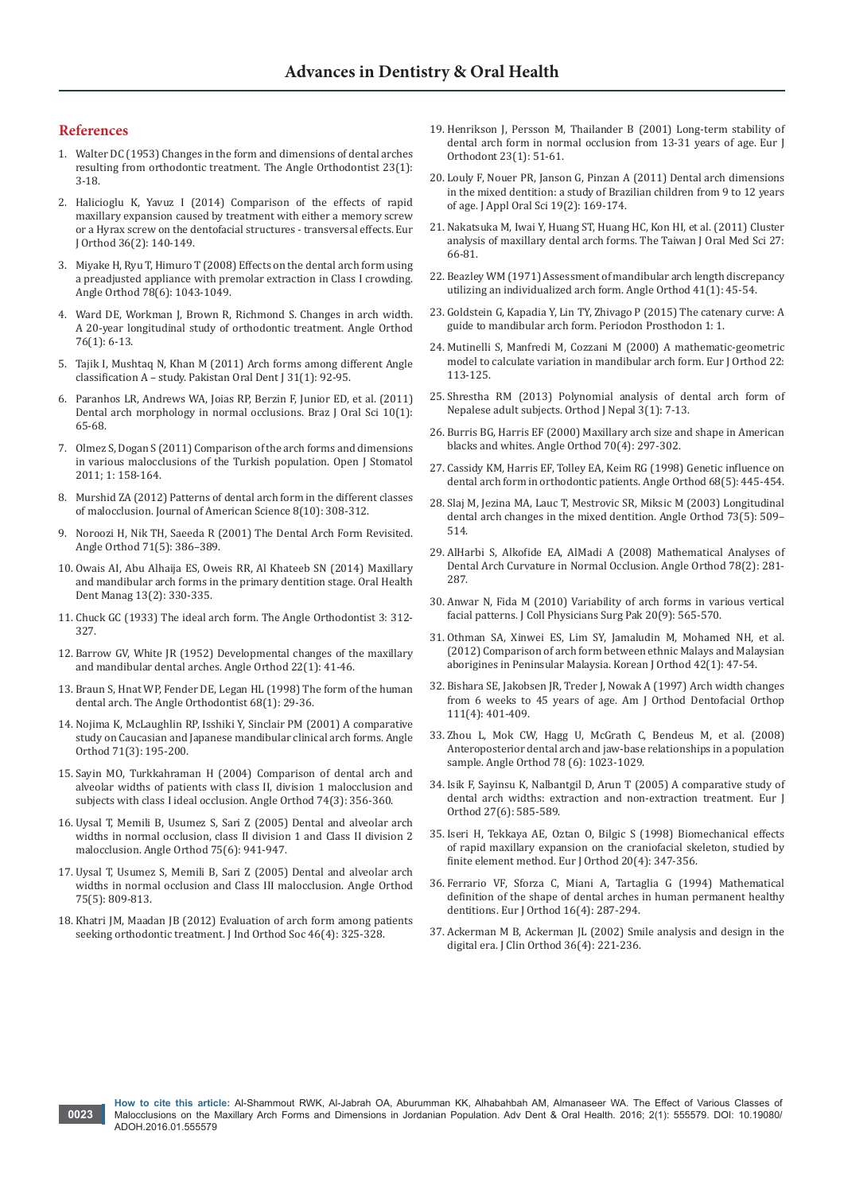## References

1. Walter DC (1953) Changes in the form and dimensions of dental arches resulting from orthodontic treatment. The Angle Orthodontist 23(1): 3-18.
2. Halicioglu K, Yavuz I (2014) Comparison of the effects of rapid maxillary expansion caused by treatment with either a memory screw or a Hyrax screw on the dentofacial structures - transversal effects. Eur J Orthod 36(2): 140-149.
3. Miyake H, Ryu T, Himuro T (2008) Effects on the dental arch form using a preadjusted appliance with premolar extraction in Class I crowding. Angle Orthod 78(6): 1043-1049.
4. Ward DE, Workman J, Brown R, Richmond S. Changes in arch width. A 20-year longitudinal study of orthodontic treatment. Angle Orthod 76(1): 6-13.
5. Tajik I, Mushtaq N, Khan M (2011) Arch forms among different Angle classification A – study. Pakistan Oral Dent J 31(1): 92-95.
6. Paranhos LR, Andrews WA, Joias RP, Berzin F, Junior ED, et al. (2011) Dental arch morphology in normal occlusions. Braz J Oral Sci 10(1): 65-68.
7. Olmez S, Dogan S (2011) Comparison of the arch forms and dimensions in various malocclusions of the Turkish population. Open J Stomatol 2011; 1: 158-164.
8. Murshid ZA (2012) Patterns of dental arch form in the different classes of malocclusion. Journal of American Science 8(10): 308-312.
9. Noroozi H, Nik TH, Saeeda R (2001) The Dental Arch Form Revisited. Angle Orthod 71(5): 386–389.
10. Owais AI, Abu Alhaija ES, Oweis RR, Al Khateeb SN (2014) Maxillary and mandibular arch forms in the primary dentition stage. Oral Health Dent Manag 13(2): 330-335.
11. Chuck GC (1933) The ideal arch form. The Angle Orthodontist 3: 312-327.
12. Barrow GV, White JR (1952) Developmental changes of the maxillary and mandibular dental arches. Angle Orthod 22(1): 41-46.
13. Braun S, Hnat WP, Fender DE, Legan HL (1998) The form of the human dental arch. The Angle Orthodontist 68(1): 29-36.
14. Nojima K, McLaughlin RP, Isshiki Y, Sinclair PM (2001) A comparative study on Caucasian and Japanese mandibular clinical arch forms. Angle Orthod 71(3): 195-200.
15. Sayin MO, Turkkahraman H (2004) Comparison of dental arch and alveolar widths of patients with class II, division 1 malocclusion and subjects with class I ideal occlusion. Angle Orthod 74(3): 356-360.
16. Uysal T, Memili B, Usumez S, Sari Z (2005) Dental and alveolar arch widths in normal occlusion, class II division 1 and Class II division 2 malocclusion. Angle Orthod 75(6): 941-947.
17. Uysal T, Usumez S, Memili B, Sari Z (2005) Dental and alveolar arch widths in normal occlusion and Class III malocclusion. Angle Orthod 75(5): 809-813.
18. Khatri JM, Maadan JB (2012) Evaluation of arch form among patients seeking orthodontic treatment. J Ind Orthod Soc 46(4): 325-328.
19. Henrikson J, Persson M, Thailander B (2001) Long-term stability of dental arch form in normal occlusion from 13-31 years of age. Eur J Orthodont 23(1): 51-61.
20. Louly F, Nouer PR, Janson G, Pinzan A (2011) Dental arch dimensions in the mixed dentition: a study of Brazilian children from 9 to 12 years of age. J Appl Oral Sci 19(2): 169-174.
21. Nakatsuka M, Iwai Y, Huang ST, Huang HC, Kon HI, et al. (2011) Cluster analysis of maxillary dental arch forms. The Taiwan J Oral Med Sci 27: 66-81.
22. Beazley WM (1971) Assessment of mandibular arch length discrepancy utilizing an individualized arch form. Angle Orthod 41(1): 45-54.
23. Goldstein G, Kapadia Y, Lin TY, Zhivago P (2015) The catenary curve: A guide to mandibular arch form. Periodon Prosthodon 1: 1.
24. Mutinelli S, Manfredi M, Cozzani M (2000) A mathematic-geometric model to calculate variation in mandibular arch form. Eur J Orthod 22: 113-125.
25. Shrestha RM (2013) Polynomial analysis of dental arch form of Nepalese adult subjects. Orthod J Nepal 3(1): 7-13.
26. Burris BG, Harris EF (2000) Maxillary arch size and shape in American blacks and whites. Angle Orthod 70(4): 297-302.
27. Cassidy KM, Harris EF, Tolley EA, Keim RG (1998) Genetic influence on dental arch form in orthodontic patients. Angle Orthod 68(5): 445-454.
28. Slaj M, Jezina MA, Lauc T, Mestrovic SR, Miksic M (2003) Longitudinal dental arch changes in the mixed dentition. Angle Orthod 73(5): 509–514.
29. AlHarbi S, Alkofide EA, AlMadi A (2008) Mathematical Analyses of Dental Arch Curvature in Normal Occlusion. Angle Orthod 78(2): 281-287.
30. Anwar N, Fida M (2010) Variability of arch forms in various vertical facial patterns. J Coll Physicians Surg Pak 20(9): 565-570.
31. Othman SA, Xinwei ES, Lim SY, Jamaludin M, Mohamed NH, et al. (2012) Comparison of arch form between ethnic Malays and Malaysian aborigines in Peninsular Malaysia. Korean J Orthod 42(1): 47-54.
32. Bishara SE, Jakobsen JR, Treder J, Nowak A (1997) Arch width changes from 6 weeks to 45 years of age. Am J Orthod Dentofacial Orthop 111(4): 401-409.
33. Zhou L, Mok CW, Hagg U, McGrath C, Bendeus M, et al. (2008) Anteroposterior dental arch and jaw-base relationships in a population sample. Angle Orthod 78 (6): 1023-1029.
34. Isik F, Sayinsu K, Nalbantgil D, Arun T (2005) A comparative study of dental arch widths: extraction and non-extraction treatment. Eur J Orthod 27(6): 585-589.
35. Iseri H, Tekkaya AE, Oztan O, Bilgic S (1998) Biomechanical effects of rapid maxillary expansion on the craniofacial skeleton, studied by finite element method. Eur J Orthod 20(4): 347-356.
36. Ferrario VF, Sforza C, Miani A, Tartaglia G (1994) Mathematical definition of the shape of dental arches in human permanent healthy dentitions. Eur J Orthod 16(4): 287-294.
37. Ackerman M B, Ackerman JL (2002) Smile analysis and design in the digital era. J Clin Orthod 36(4): 221-236.